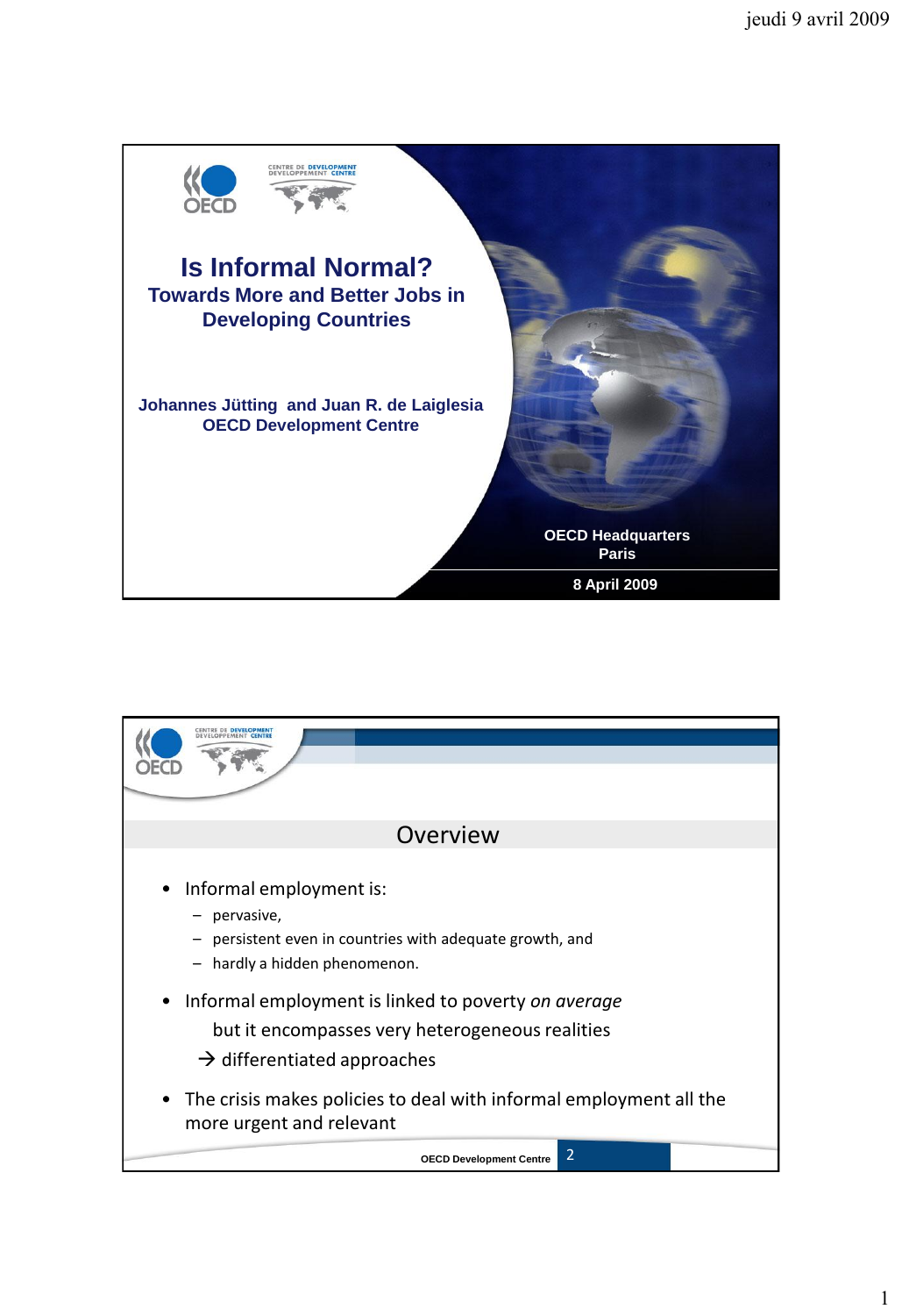# Is Informal Normal?

## Towards More and Better Jobs in Developing Countries

**Johannes Jütting and Juan R. de Laiglesia**
**OECD Development Centre**

OECD Headquarters
Paris

8 April 2009

## Overview

- Informal employment is:
  - pervasive,
  - persistent even in countries with adequate growth, and
  - hardly a hidden phenomenon.
- Informal employment is linked to poverty *on average*

  but it encompasses very heterogeneous realities

  → differentiated approaches
- The crisis makes policies to deal with informal employment all the more urgent and relevant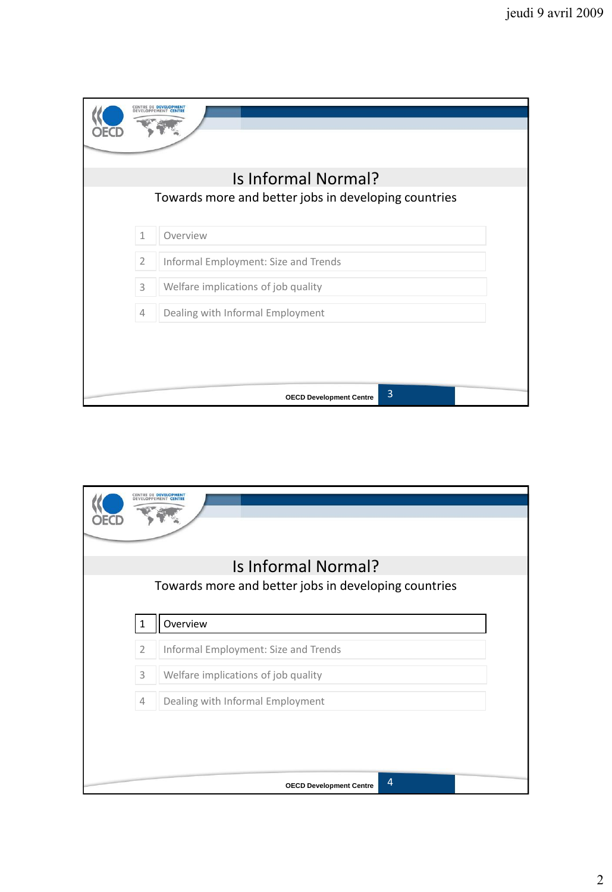# Is Informal Normal?

Towards more and better jobs in developing countries

| | |
|---|---|
| 1 | Overview |
| 2 | Informal Employment: Size and Trends |
| 3 | Welfare implications of job quality |
| 4 | Dealing with Informal Employment |

OECD Development Centre

# Is Informal Normal?

Towards more and better jobs in developing countries

| | |
|---|---|
| 1 | **Overview** |
| 2 | Informal Employment: Size and Trends |
| 3 | Welfare implications of job quality |
| 4 | Dealing with Informal Employment |

OECD Development Centre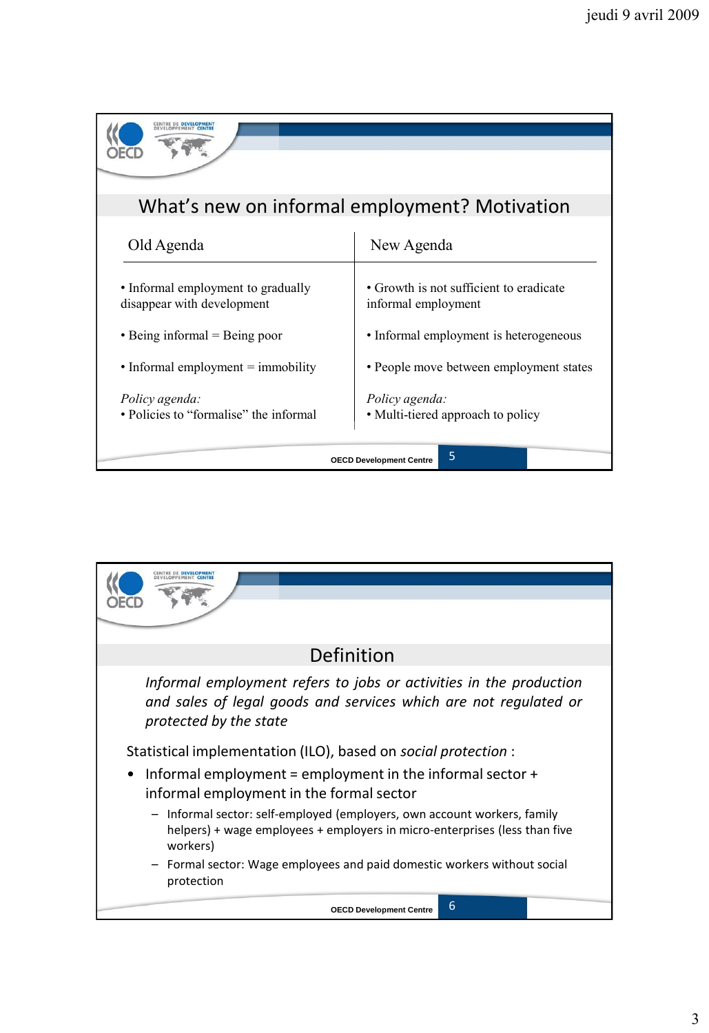## What's new on informal employment? Motivation

| Old Agenda | New Agenda |
|---|---|
| • Informal employment to gradually disappear with development | • Growth is not sufficient to eradicate informal employment |
| • Being informal = Being poor | • Informal employment is heterogeneous |
| • Informal employment = immobility | • People move between employment states |
| *Policy agenda:* • Policies to "formalise" the informal | *Policy agenda:* • Multi-tiered approach to policy |

## Definition

*Informal employment refers to jobs or activities in the production and sales of legal goods and services which are not regulated or protected by the state*

Statistical implementation (ILO), based on *social protection* :

- Informal employment = employment in the informal sector + informal employment in the formal sector
  - Informal sector: self-employed (employers, own account workers, family helpers) + wage employees + employers in micro-enterprises (less than five workers)
  - Formal sector: Wage employees and paid domestic workers without social protection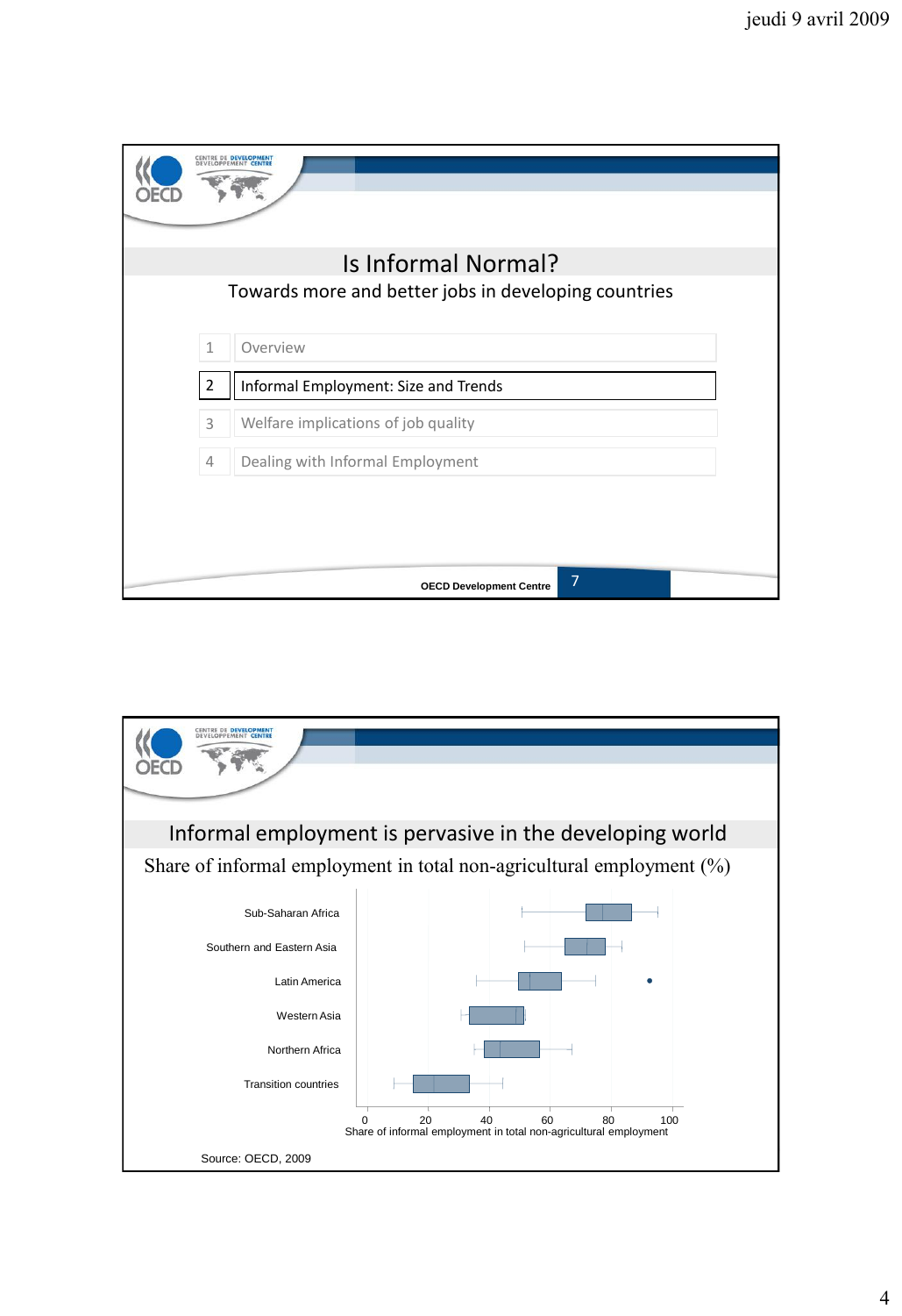# Is Informal Normal?

Towards more and better jobs in developing countries

| | |
|---|---|
| 1 | Overview |
| 2 | Informal Employment: Size and Trends |
| 3 | Welfare implications of job quality |
| 4 | Dealing with Informal Employment |

OECD Development Centre

# Informal employment is pervasive in the developing world

Share of informal employment in total non-agricultural employment (%)

Sub-Saharan Africa

Southern and Eastern Asia

Latin America

Western Asia

Northern Africa

Transition countries

0 20 40 60 80 100

Share of informal employment in total non-agricultural employment

Source: OECD, 2009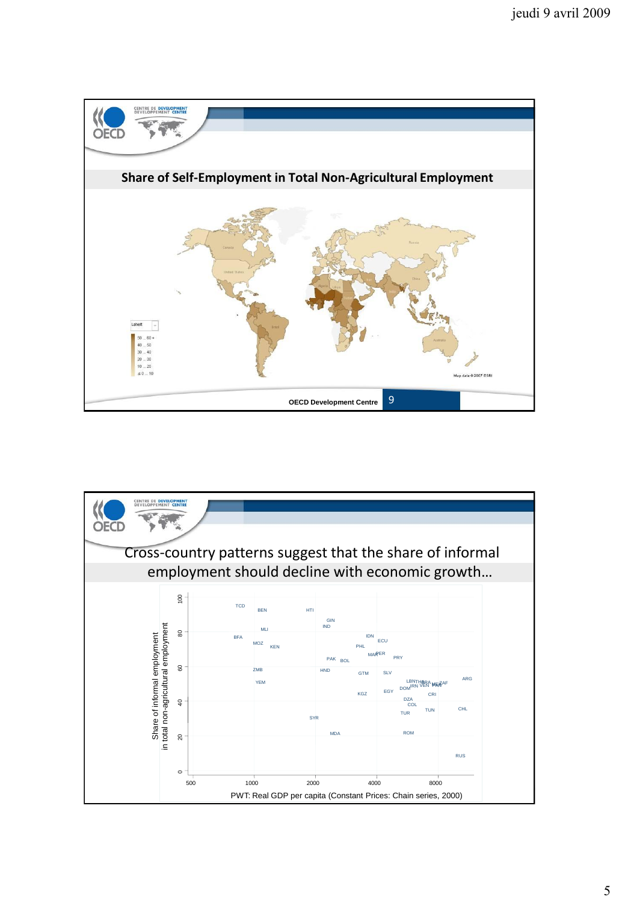## Share of Self-Employment in Total Non-Agricultural Employment

Latest

50 ... 60 +
40 ... 50
30 ... 40
20 ... 30
10 ... 20
≤ 0 ... 10

Map data ©2007 ESRI

OECD Development Centre

## Cross-country patterns suggest that the share of informal employment should decline with economic growth…

Share of informal employment in total non-agricultural employment

PWT: Real GDP per capita (Constant Prices: Chain series, 2000)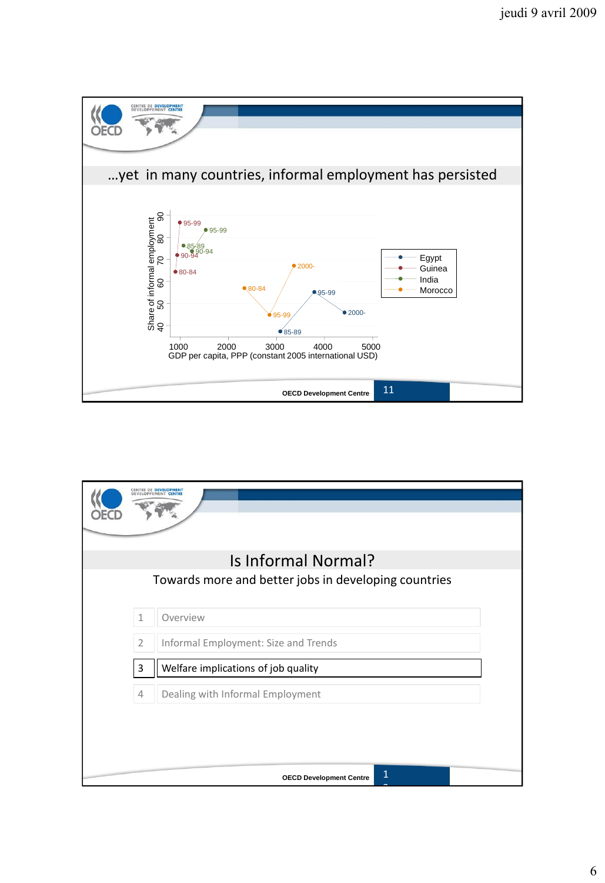## …yet in many countries, informal employment has persisted

Share of informal employment (y-axis: 40–90)

GDP per capita, PPP (constant 2005 international USD) (x-axis: 1000–5000)

Legend: Egypt, Guinea, India, Morocco

Data labels: Guinea: 80-84, 90-94, 95-99; India: 85-89, 90-94, 95-99; Morocco: 80-84, 95-99, 2000-; Egypt: 85-89, 95-99, 2000-

OECD Development Centre

## Is Informal Normal?

Towards more and better jobs in developing countries

| | |
|---|---|
| 1 | Overview |
| 2 | Informal Employment: Size and Trends |
| **3** | **Welfare implications of job quality** |
| 4 | Dealing with Informal Employment |

OECD Development Centre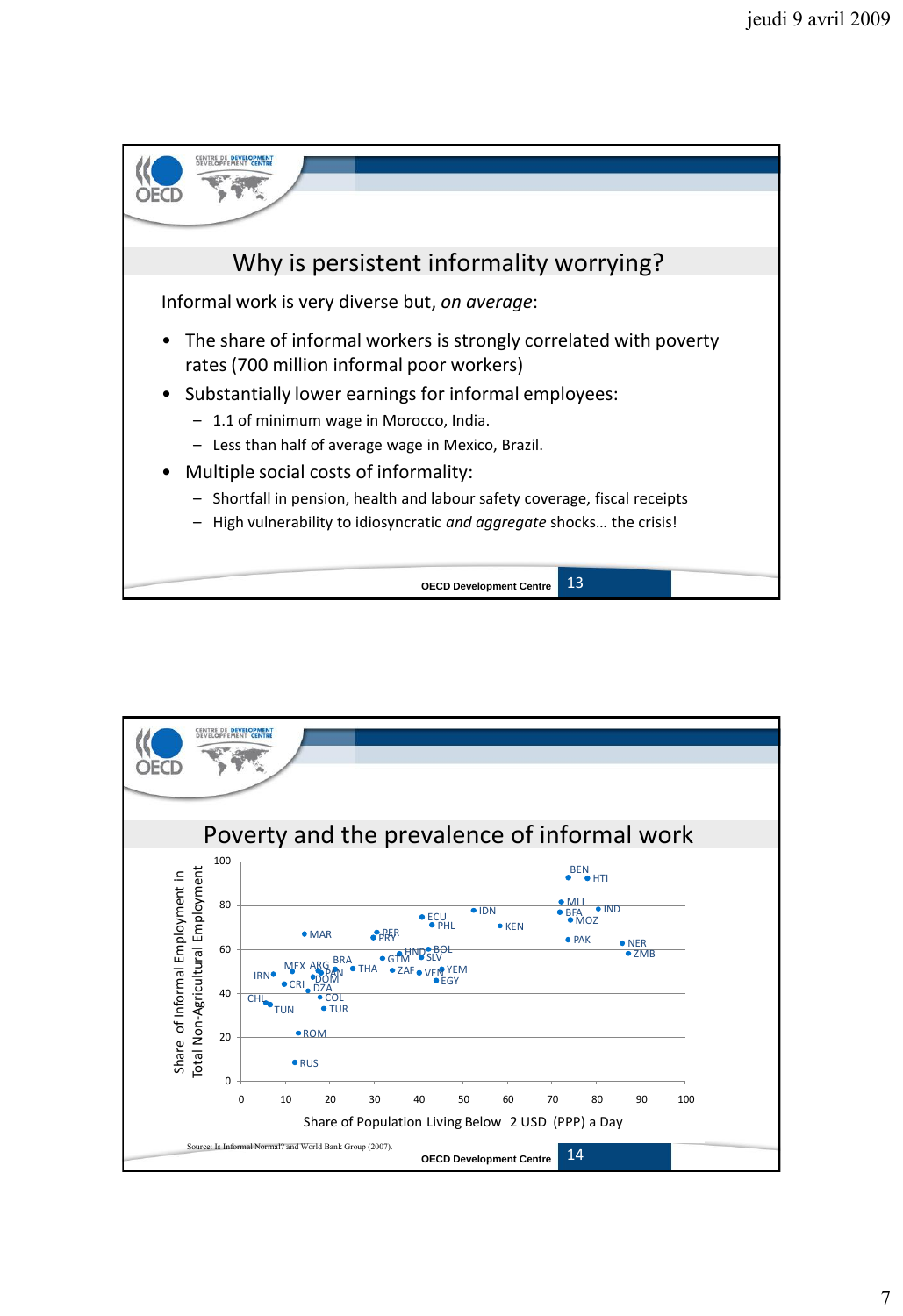## Why is persistent informality worrying?

Informal work is very diverse but, *on average*:

- The share of informal workers is strongly correlated with poverty rates (700 million informal poor workers)
- Substantially lower earnings for informal employees:
  - 1.1 of minimum wage in Morocco, India.
  - Less than half of average wage in Mexico, Brazil.
- Multiple social costs of informality:
  - Shortfall in pension, health and labour safety coverage, fiscal receipts
  - High vulnerability to idiosyncratic *and aggregate* shocks… the crisis!

OECD Development Centre

## Poverty and the prevalence of informal work

Share of Informal Employment in Total Non-Agricultural Employment (y-axis, 0–100) vs. Share of Population Living Below 2 USD (PPP) a Day (x-axis, 0–100)

Countries plotted: BEN, HTI, MLI, BFA, IND, MOZ, IDN, KEN, ECU, PHL, MAR, PER, PRY, PAK, NER, ZMB, BRA, BOL, HND, SLV, GTM, THA, ZAF, VEN, YEM, EGY, MEX, ARG, PAN, DOM, IRN, CRI, DZA, COL, CHL, TUN, TUR, ROM, RUS

Source: Is Informal Normal? and World Bank Group (2007).

OECD Development Centre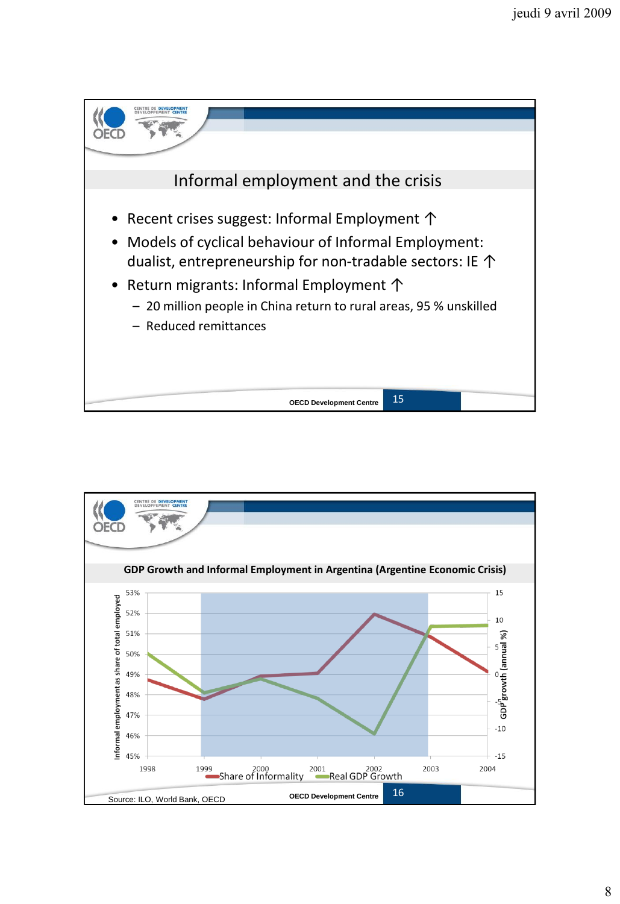## Informal employment and the crisis

- Recent crises suggest: Informal Employment ↑
- Models of cyclical behaviour of Informal Employment: dualist, entrepreneurship for non-tradable sectors: IE ↑
- Return migrants: Informal Employment ↑
  - 20 million people in China return to rural areas, 95 % unskilled
  - Reduced remittances

OECD Development Centre

## GDP Growth and Informal Employment in Argentina (Argentine Economic Crisis)

Informal employment as share of total employed: 45% – 53%

GDP growth (annual %): -15 – 15

Years: 1998, 1999, 2000, 2001, 2002, 2003, 2004

Share of Informality — Real GDP Growth

Source: ILO, World Bank, OECD

OECD Development Centre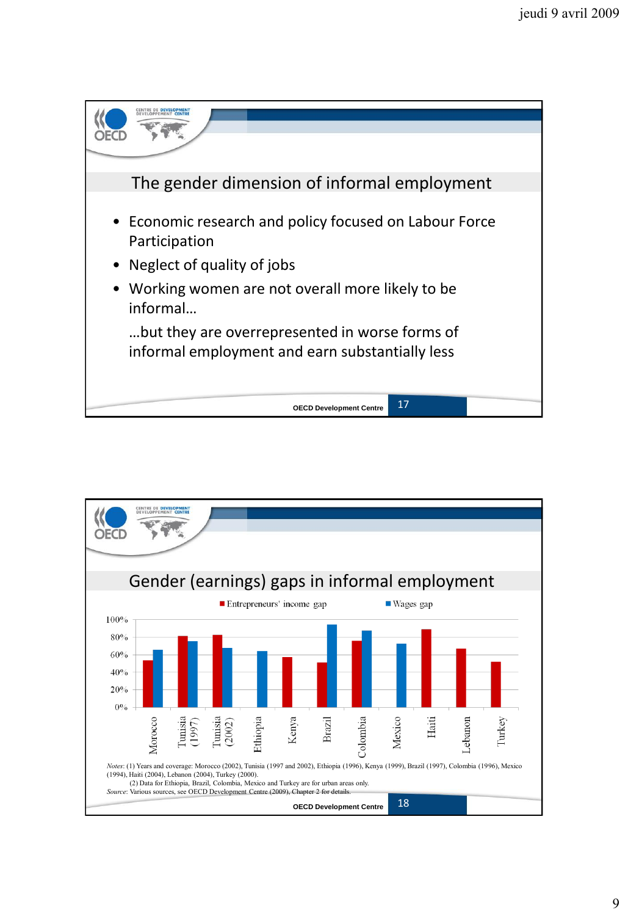## The gender dimension of informal employment

- Economic research and policy focused on Labour Force Participation
- Neglect of quality of jobs
- Working women are not overall more likely to be informal…

  …but they are overrepresented in worse forms of informal employment and earn substantially less

OECD Development Centre

## Gender (earnings) gaps in informal employment

■ Entrepreneurs' income gap ■ Wages gap

100%
80%
60%
40%
20%
0%

Morocco, Tunisia (1997), Tunisia (2002), Ethiopia, Kenya, Brazil, Colombia, Mexico, Haiti, Lebanon, Turkey

*Notes*: (1) Years and coverage: Morocco (2002), Tunisia (1997 and 2002), Ethiopia (1996), Kenya (1999), Brazil (1997), Colombia (1996), Mexico (1994), Haiti (2004), Lebanon (2004), Turkey (2000).
(2) Data for Ethiopia, Brazil, Colombia, Mexico and Turkey are for urban areas only.
*Source*: Various sources, see OECD Development Centre (2009), Chapter 2 for details.

OECD Development Centre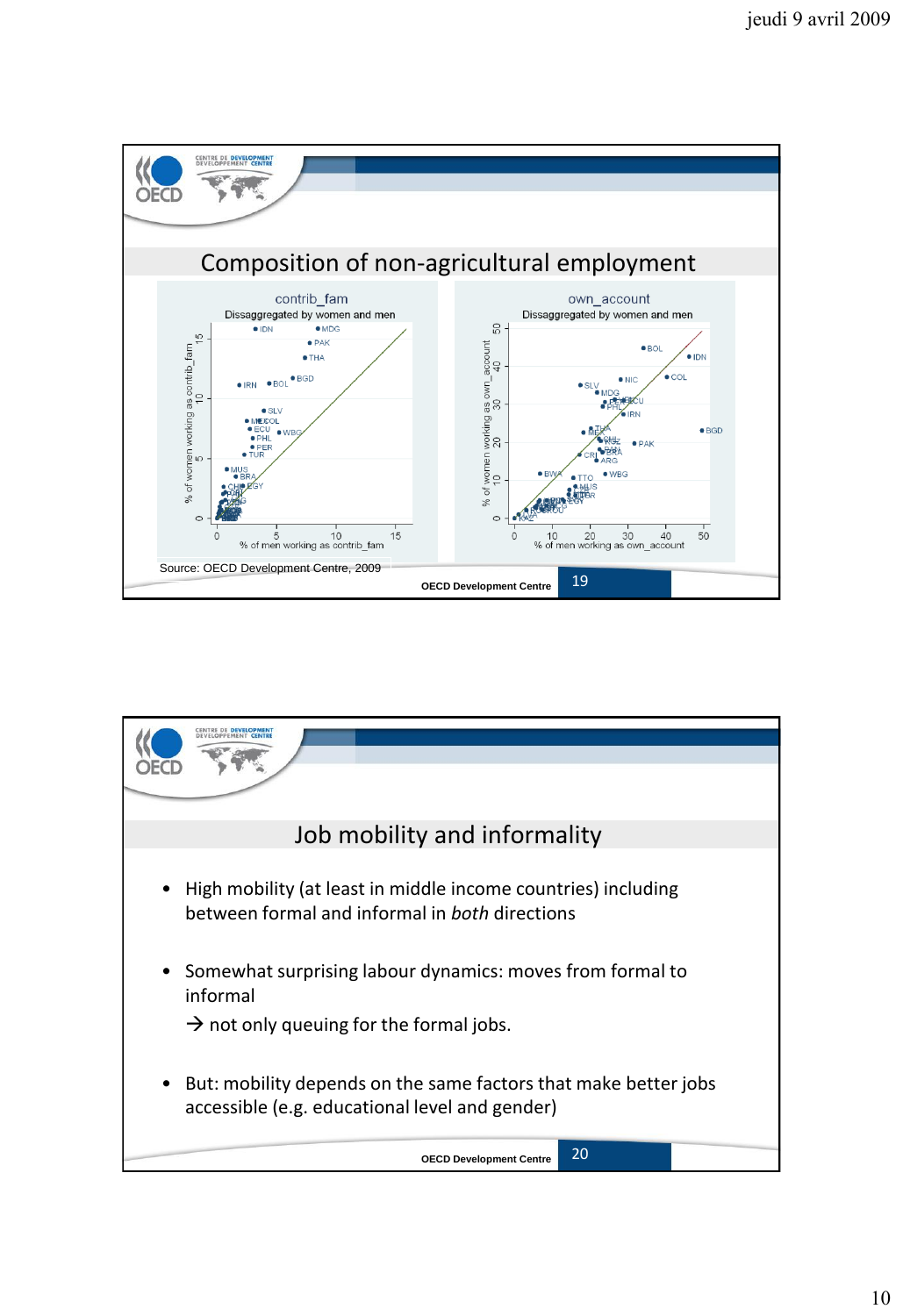## Composition of non-agricultural employment

**contrib_fam**
Dissaggregated by women and men

% of women working as contrib_fam vs. % of men working as contrib_fam

**own_account**
Dissaggregated by women and men

% of women working as own_account vs. % of men working as own_account

Source: OECD Development Centre, 2009

OECD Development Centre

## Job mobility and informality

- High mobility (at least in middle income countries) including between formal and informal in *both* directions
- Somewhat surprising labour dynamics: moves from formal to informal

  → not only queuing for the formal jobs.

- But: mobility depends on the same factors that make better jobs accessible (e.g. educational level and gender)

OECD Development Centre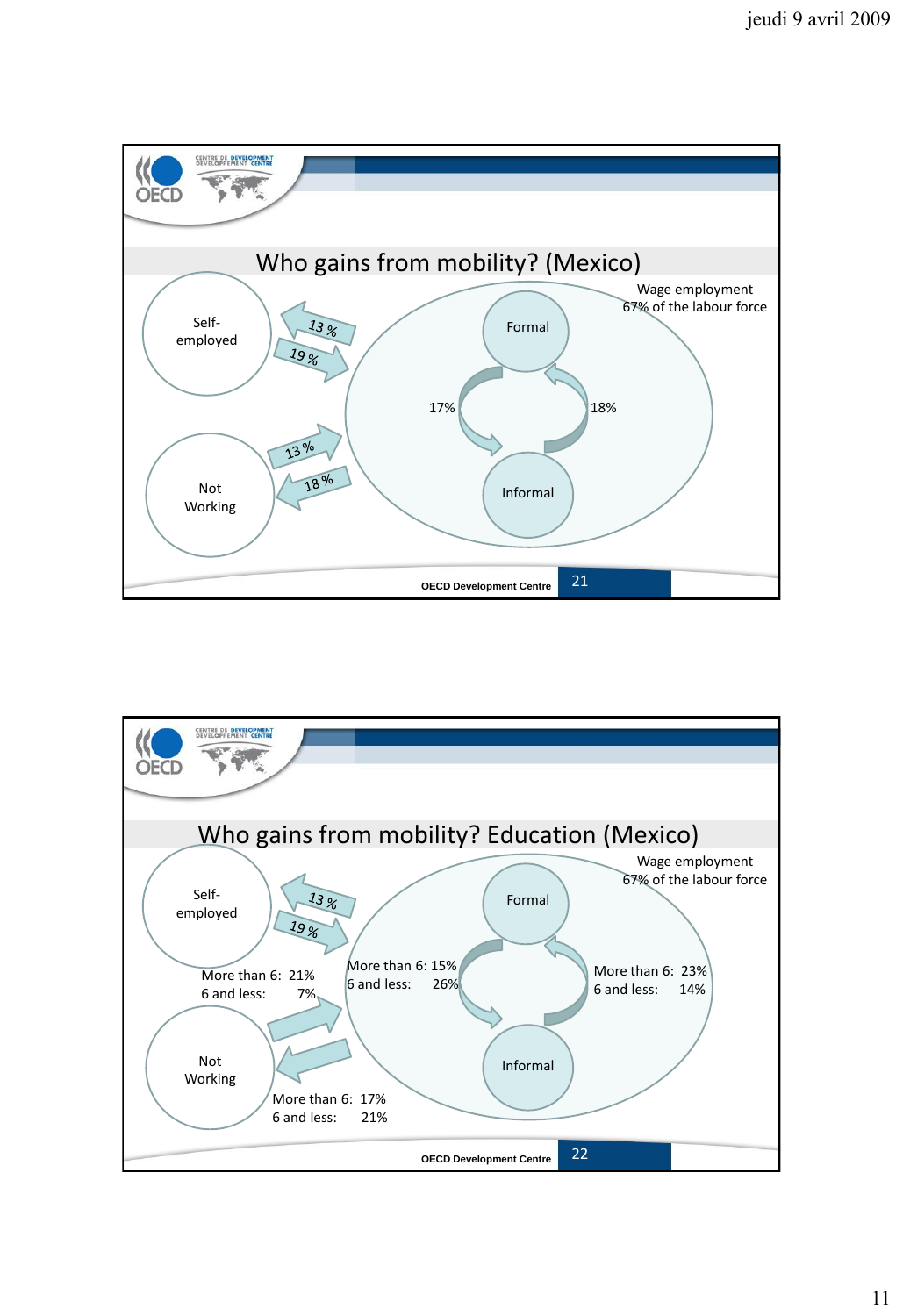# Who gains from mobility? (Mexico)

Wage employment
67% of the labour force

Self-employed

Not Working

Formal

Informal

13 %

19 %

13 %

18 %

17%

18%

OECD Development Centre

21

# Who gains from mobility? Education (Mexico)

Wage employment
67% of the labour force

Self-employed

Not Working

Formal

Informal

13 %

19 %

More than 6: 21%
6 and less: 7%

More than 6: 15%
6 and less: 26%

More than 6: 23%
6 and less: 14%

More than 6: 17%
6 and less: 21%

OECD Development Centre

22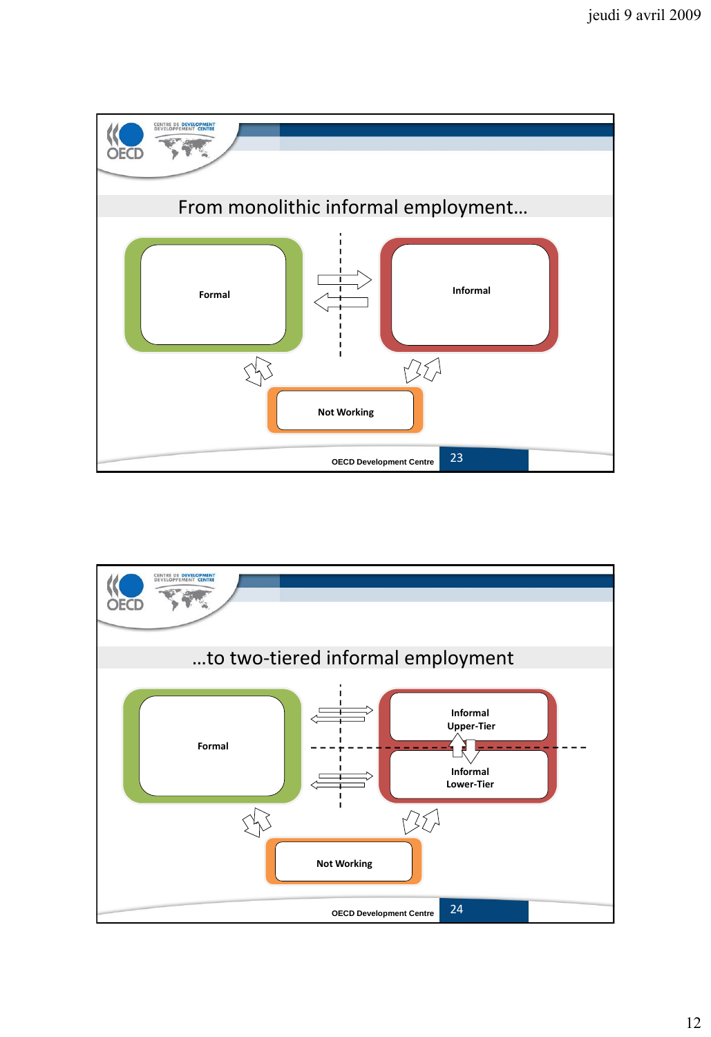## From monolithic informal employment…

Formal

Informal

Not Working

OECD Development Centre

## …to two-tiered informal employment

Formal

Informal Upper-Tier

Informal Lower-Tier

Not Working

OECD Development Centre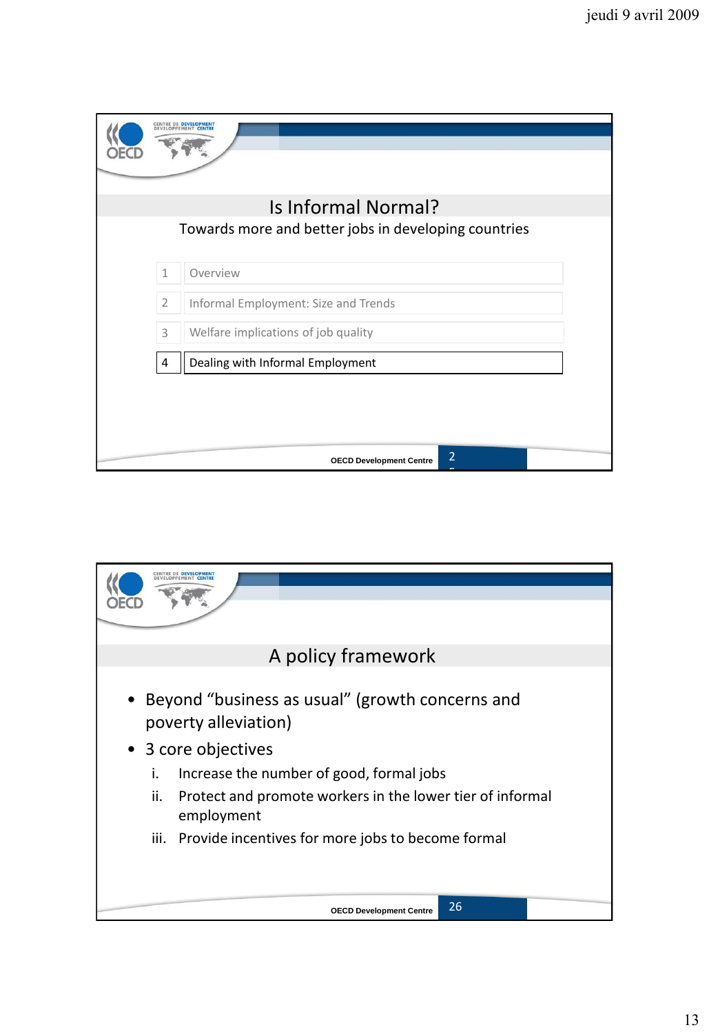# Is Informal Normal?

Towards more and better jobs in developing countries

| | |
|---|---|
| 1 | Overview |
| 2 | Informal Employment: Size and Trends |
| 3 | Welfare implications of job quality |
| 4 | Dealing with Informal Employment |

OECD Development Centre

# A policy framework

- Beyond "business as usual" (growth concerns and poverty alleviation)
- 3 core objectives
  - i. Increase the number of good, formal jobs
  - ii. Protect and promote workers in the lower tier of informal employment
  - iii. Provide incentives for more jobs to become formal

OECD Development Centre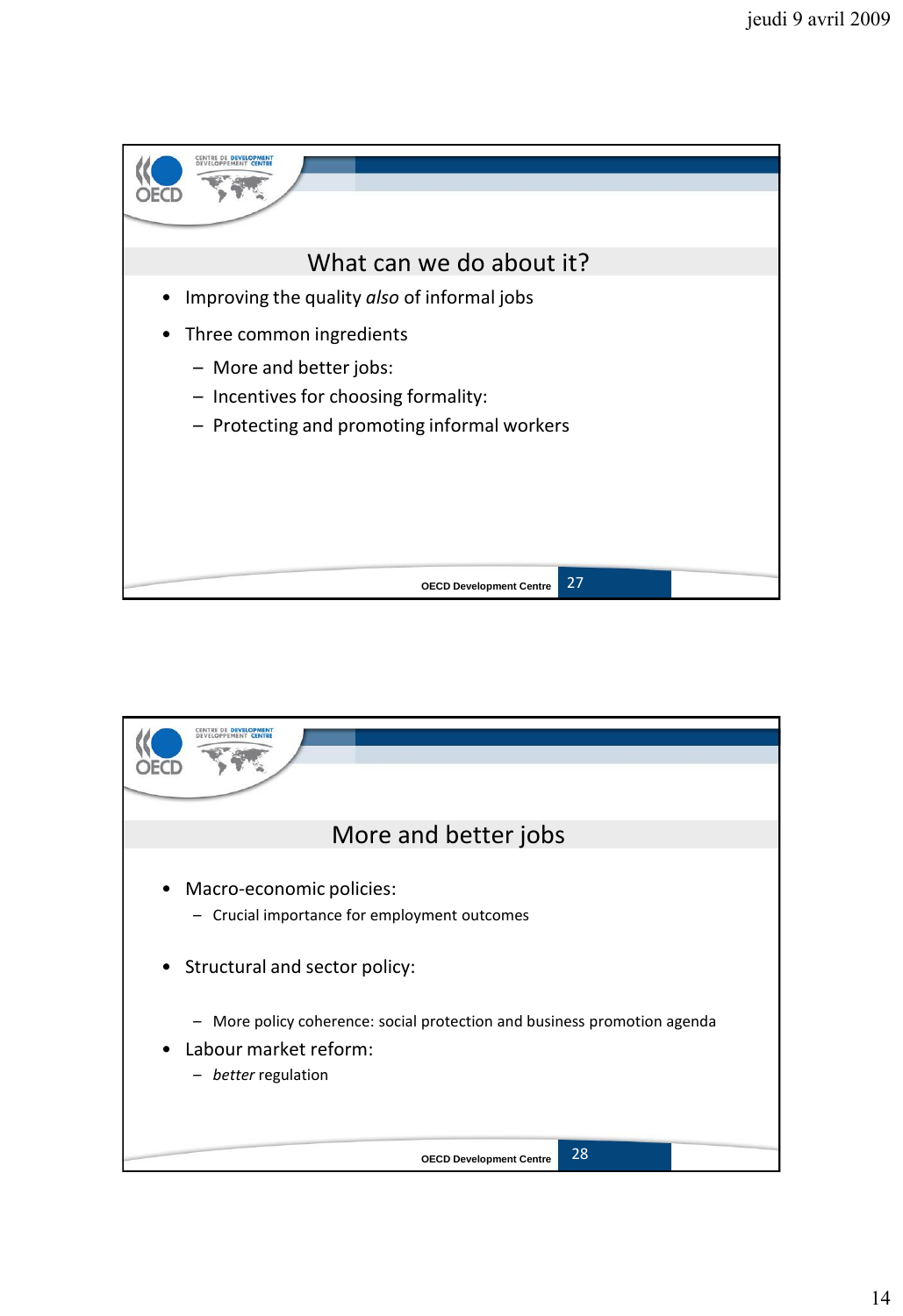## What can we do about it?

- Improving the quality *also* of informal jobs
- Three common ingredients
  - More and better jobs:
  - Incentives for choosing formality:
  - Protecting and promoting informal workers

## More and better jobs

- Macro-economic policies:
  - Crucial importance for employment outcomes
- Structural and sector policy:
  - More policy coherence: social protection and business promotion agenda
- Labour market reform:
  - *better* regulation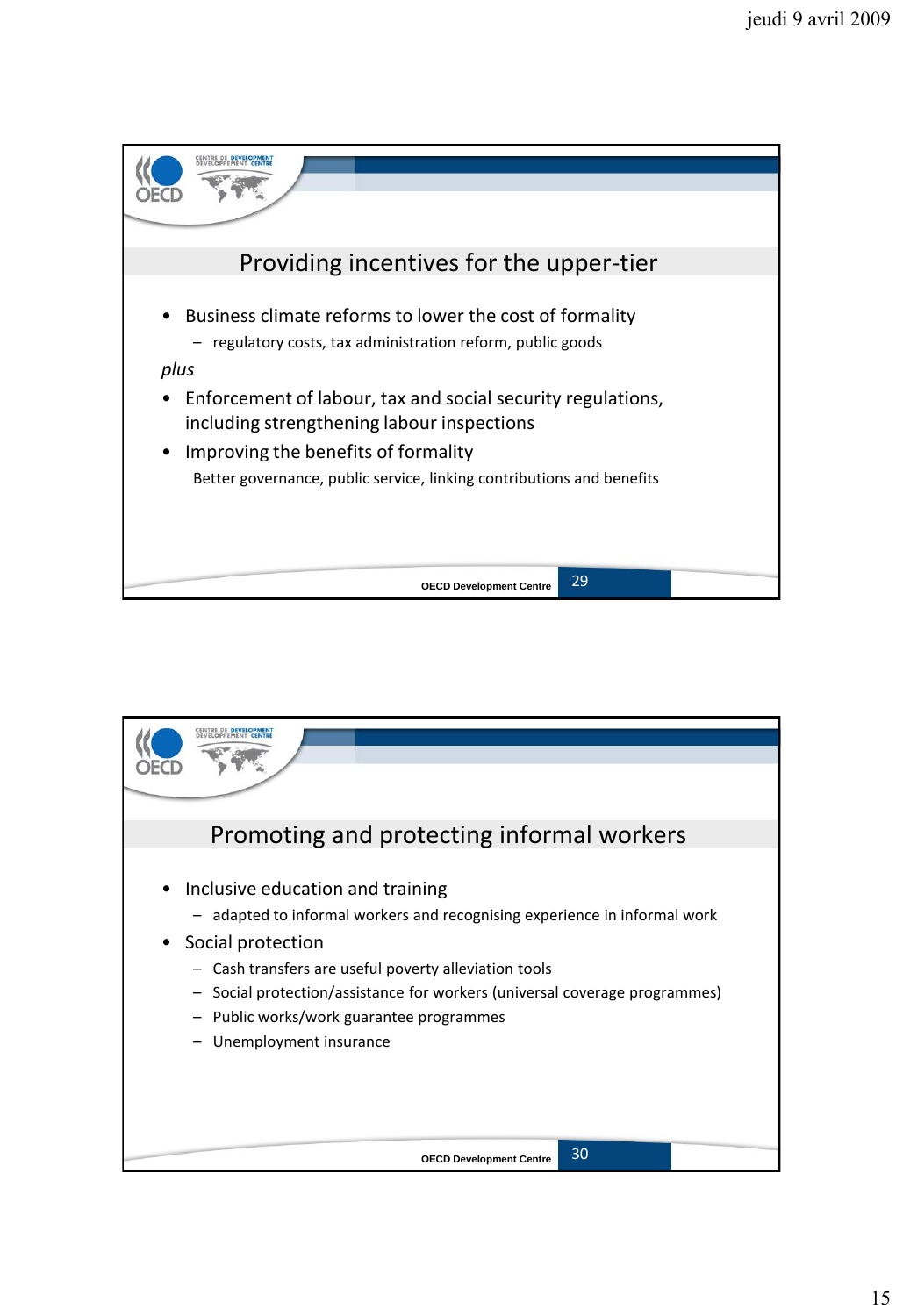## Providing incentives for the upper-tier

- Business climate reforms to lower the cost of formality
  - regulatory costs, tax administration reform, public goods

*plus*

- Enforcement of labour, tax and social security regulations, including strengthening labour inspections
- Improving the benefits of formality

  Better governance, public service, linking contributions and benefits

## Promoting and protecting informal workers

- Inclusive education and training
  - adapted to informal workers and recognising experience in informal work
- Social protection
  - Cash transfers are useful poverty alleviation tools
  - Social protection/assistance for workers (universal coverage programmes)
  - Public works/work guarantee programmes
  - Unemployment insurance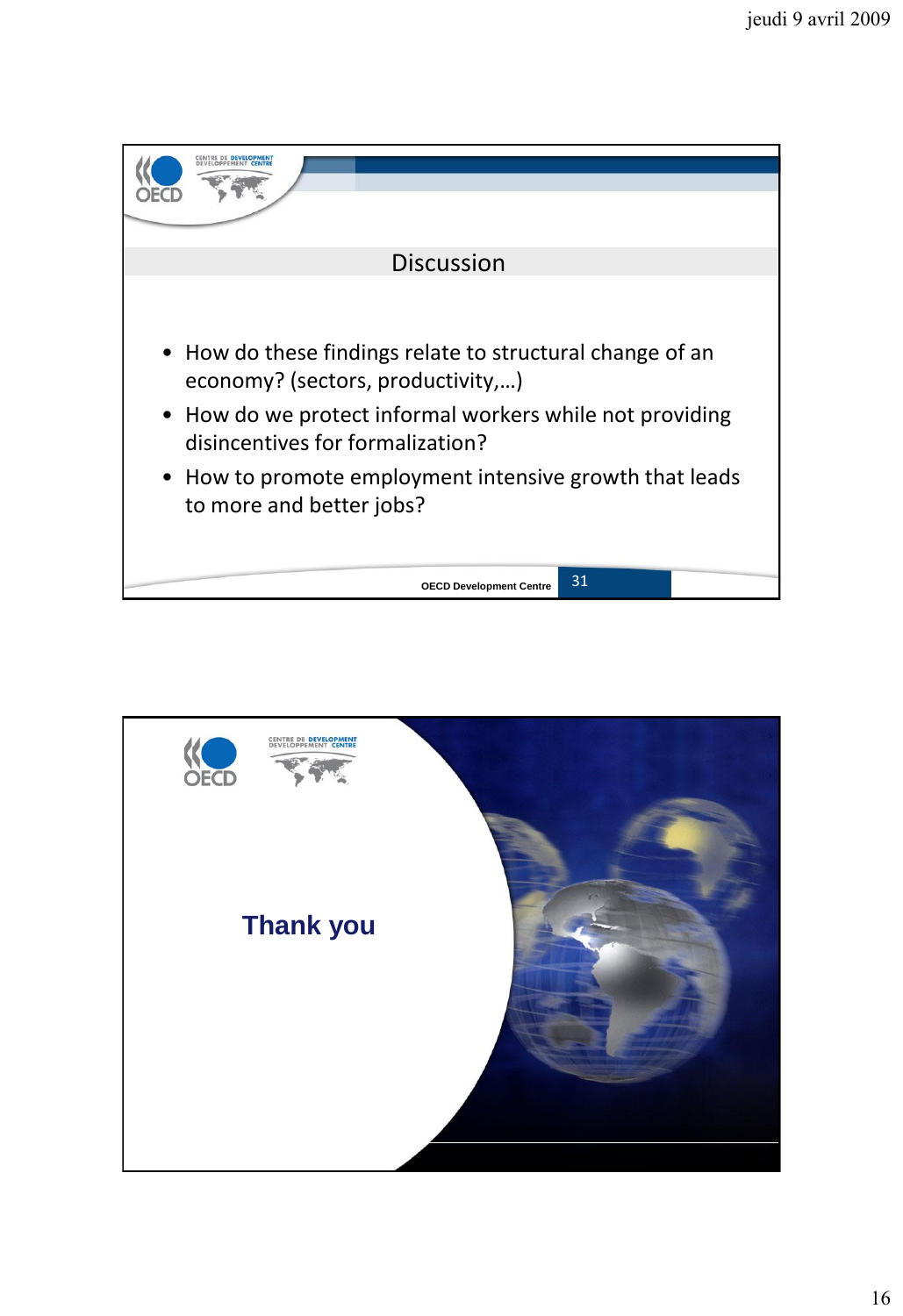## Discussion

- How do these findings relate to structural change of an economy? (sectors, productivity,…)
- How do we protect informal workers while not providing disincentives for formalization?
- How to promote employment intensive growth that leads to more and better jobs?

**Thank you**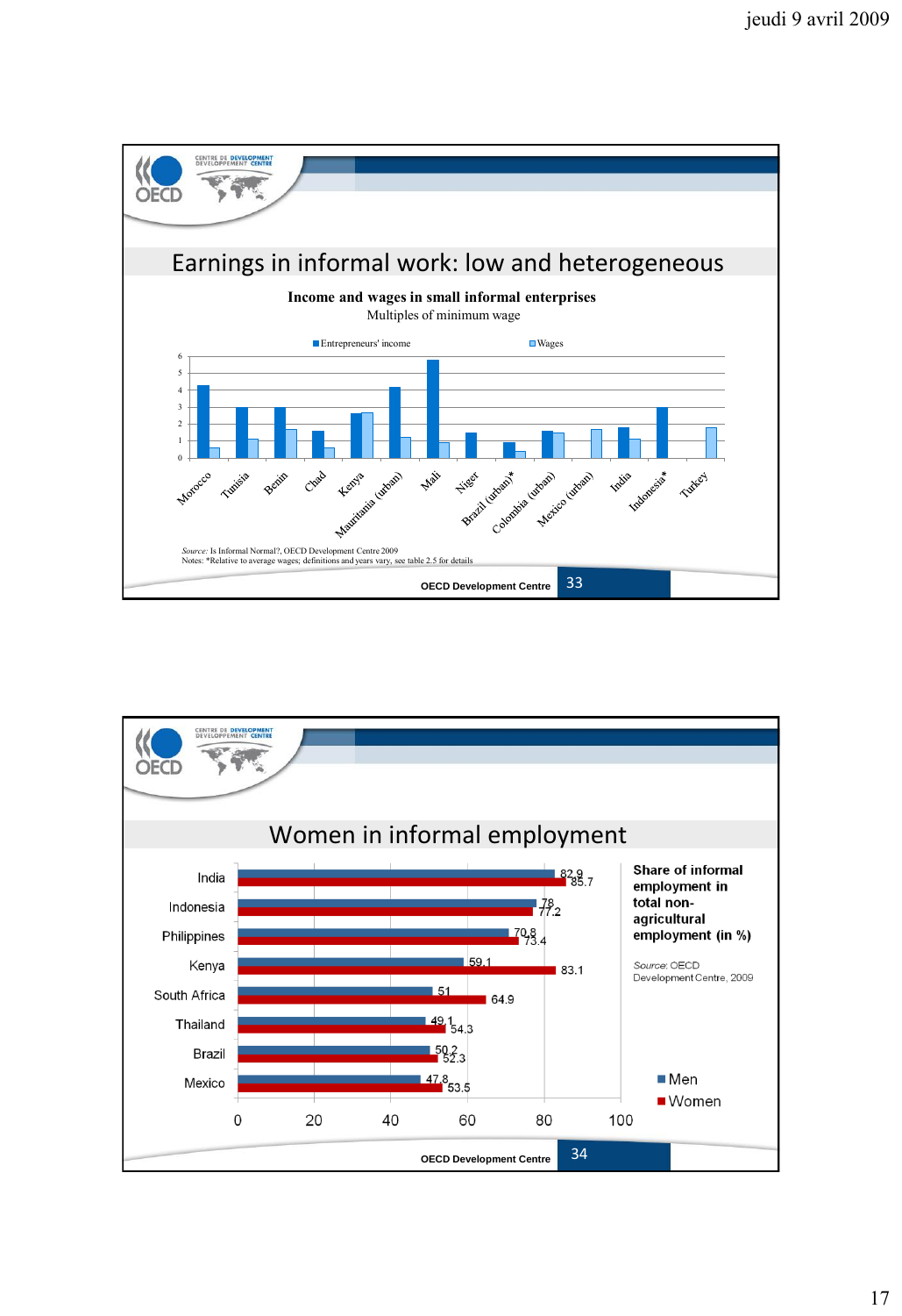## Earnings in informal work: low and heterogeneous

**Income and wages in small informal enterprises**

Multiples of minimum wage

| Country | Entrepreneurs' income | Wages |
|---|---|---|
| Morocco | 4.3 | 0.6 |
| Tunisia | 3 | 1.1 |
| Benin | 3 | 1.7 |
| Chad | 1.6 | 0.6 |
| Kenya | 2.6 | 2.7 |
| Mauritania (urban) | 4.2 | 1.2 |
| Mali | 5.8 | 0.9 |
| Niger | 1.5 | |
| Brazil (urban)* | 0.9 | 0.4 |
| Colombia (urban) | 1.6 | 1.5 |
| Mexico (urban) | | 1.7 |
| India | 1.8 | 1.1 |
| Indonesia* | 3 | |
| Turkey | | 1.8 |

*Source:* Is Informal Normal?, OECD Development Centre 2009

Notes: *Relative to average wages; definitions and years vary, see table 2.5 for details

OECD Development Centre

## Women in informal employment

**Share of informal employment in total non-agricultural employment (in %)**

*Source:* OECD Development Centre, 2009

| Country | Men | Women |
|---|---|---|
| India | 82.9 | 85.7 |
| Indonesia | 78 | 77.2 |
| Philippines | 70.8 | 73.4 |
| Kenya | 59.1 | 83.1 |
| South Africa | 51 | 64.9 |
| Thailand | 49.1 | 54.3 |
| Brazil | 50.2 | 52.3 |
| Mexico | 47.8 | 53.5 |

OECD Development Centre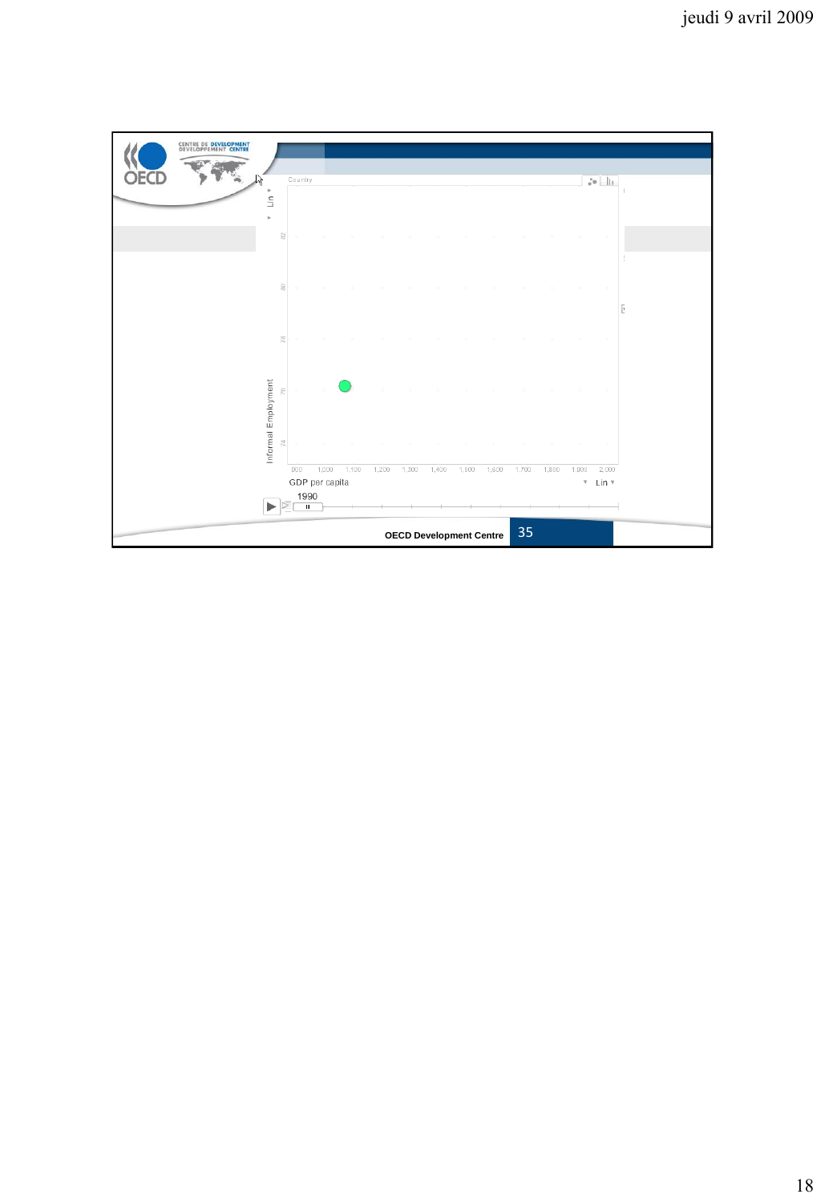CENTRE DE DEVELOPMENT
DEVELOPPEMENT CENTRE

OECD

Country

Lin

82

80

78

76

74

Informal Employment

900 1,000 1,100 1,200 1,300 1,400 1,500 1,600 1,700 1,800 1,900 2,000

GDP per capita

Lin

1990

OECD Development Centre

35